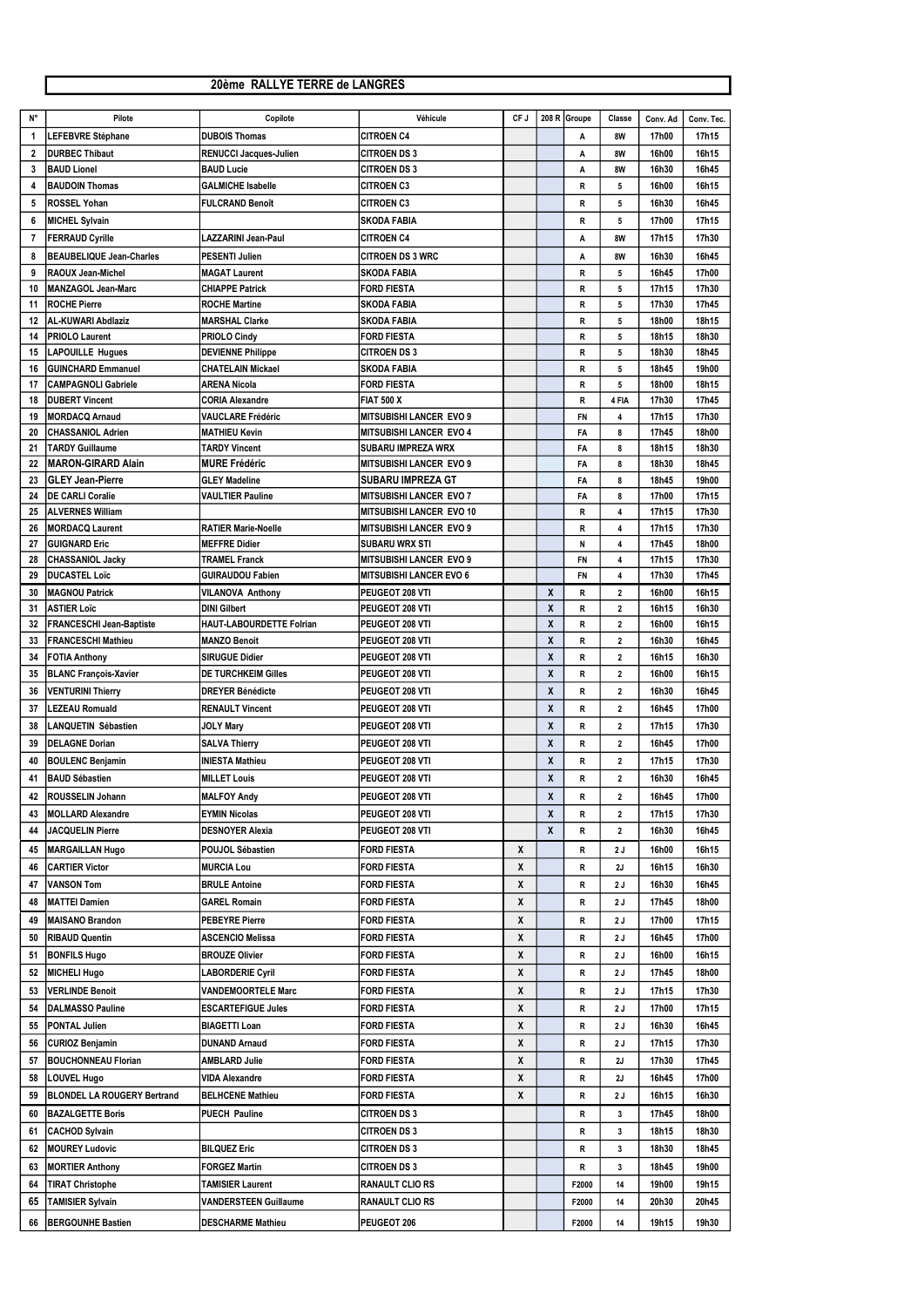## 20ème RALLYE TERRE de LANGRES

| N° | Pilote | Copilote | Véhicule | CF J | 208 R | Groupe | Classe | Conv. Ad | Conv. Tec. |
|---|---|---|---|---|---|---|---|---|---|
| 1 | LEFEBVRE Stéphane | DUBOIS Thomas | CITROEN C4 | | | A | 8W | 17h00 | 17h15 |
| 2 | DURBEC Thibaut | RENUCCI Jacques-Julien | CITROEN DS 3 | | | A | 8W | 16h00 | 16h15 |
| 3 | BAUD Lionel | BAUD Lucie | CITROEN DS 3 | | | A | 8W | 16h30 | 16h45 |
| 4 | BAUDOIN Thomas | GALMICHE Isabelle | CITROEN C3 | | | R | 5 | 16h00 | 16h15 |
| 5 | ROSSEL Yohan | FULCRAND Benoît | CITROEN C3 | | | R | 5 | 16h30 | 16h45 |
| 6 | MICHEL Sylvain | | SKODA FABIA | | | R | 5 | 17h00 | 17h15 |
| 7 | FERRAUD Cyrille | LAZZARINI Jean-Paul | CITROEN C4 | | | A | 8W | 17h15 | 17h30 |
| 8 | BEAUBELIQUE Jean-Charles | PESENTI Julien | CITROEN DS 3 WRC | | | A | 8W | 16h30 | 16h45 |
| 9 | RAOUX Jean-Michel | MAGAT Laurent | SKODA FABIA | | | R | 5 | 16h45 | 17h00 |
| 10 | MANZAGOL Jean-Marc | CHIAPPE Patrick | FORD FIESTA | | | R | 5 | 17h15 | 17h30 |
| 11 | ROCHE Pierre | ROCHE Martine | SKODA FABIA | | | R | 5 | 17h30 | 17h45 |
| 12 | AL-KUWARI Abdlaziz | MARSHAL Clarke | SKODA FABIA | | | R | 5 | 18h00 | 18h15 |
| 14 | PRIOLO Laurent | PRIOLO Cindy | FORD FIESTA | | | R | 5 | 18h15 | 18h30 |
| 15 | LAPOUILLE Hugues | DEVIENNE Philippe | CITROEN DS 3 | | | R | 5 | 18h30 | 18h45 |
| 16 | GUINCHARD Emmanuel | CHATELAIN Mickael | SKODA FABIA | | | R | 5 | 18h45 | 19h00 |
| 17 | CAMPAGNOLI Gabriele | ARENA Nicola | FORD FIESTA | | | R | 5 | 18h00 | 18h15 |
| 18 | DUBERT Vincent | CORIA Alexandre | FIAT 500 X | | | R | 4 FIA | 17h30 | 17h45 |
| 19 | MORDACQ Arnaud | VAUCLARE Frédéric | MITSUBISHI LANCER EVO 9 | | | FN | 4 | 17h15 | 17h30 |
| 20 | CHASSANIOL Adrien | MATHIEU Kevin | MITSUBISHI LANCER EVO 4 | | | FA | 8 | 17h45 | 18h00 |
| 21 | TARDY Guillaume | TARDY Vincent | SUBARU IMPREZA WRX | | | FA | 8 | 18h15 | 18h30 |
| 22 | MARON-GIRARD Alain | MURE Frédéric | MITSUBISHI LANCER EVO 9 | | | FA | 8 | 18h30 | 18h45 |
| 23 | GLEY Jean-Pierre | GLEY Madeline | SUBARU IMPREZA GT | | | FA | 8 | 18h45 | 19h00 |
| 24 | DE CARLI Coralie | VAULTIER Pauline | MITSUBISHI LANCER EVO 7 | | | FA | 8 | 17h00 | 17h15 |
| 25 | ALVERNES William | | MITSUBISHI LANCER EVO 10 | | | R | 4 | 17h15 | 17h30 |
| 26 | MORDACQ Laurent | RATIER Marie-Noelle | MITSUBISHI LANCER EVO 9 | | | R | 4 | 17h15 | 17h30 |
| 27 | GUIGNARD Eric | MEFFRE Didier | SUBARU WRX STI | | | N | 4 | 17h45 | 18h00 |
| 28 | CHASSANIOL Jacky | TRAMEL Franck | MITSUBISHI LANCER EVO 9 | | | FN | 4 | 17h15 | 17h30 |
| 29 | DUCASTEL Loïc | GUIRAUDOU Fabien | MITSUBISHI LANCER EVO 6 | | | FN | 4 | 17h30 | 17h45 |
| 30 | MAGNOU Patrick | VILANOVA Anthony | PEUGEOT 208 VTI | | X | R | 2 | 16h00 | 16h15 |
| 31 | ASTIER Loïc | DINI Gilbert | PEUGEOT 208 VTI | | X | R | 2 | 16h15 | 16h30 |
| 32 | FRANCESCHI Jean-Baptiste | HAUT-LABOURDETTE Folrian | PEUGEOT 208 VTI | | X | R | 2 | 16h00 | 16h15 |
| 33 | FRANCESCHI Mathieu | MANZO Benoit | PEUGEOT 208 VTI | | X | R | 2 | 16h30 | 16h45 |
| 34 | FOTIA Anthony | SIRUGUE Didier | PEUGEOT 208 VTI | | X | R | 2 | 16h15 | 16h30 |
| 35 | BLANC François-Xavier | DE TURCHKEIM Gilles | PEUGEOT 208 VTI | | X | R | 2 | 16h00 | 16h15 |
| 36 | VENTURINI Thierry | DREYER Bénédicte | PEUGEOT 208 VTI | | X | R | 2 | 16h30 | 16h45 |
| 37 | LEZEAU Romuald | RENAULT Vincent | PEUGEOT 208 VTI | | X | R | 2 | 16h45 | 17h00 |
| 38 | LANQUETIN Sébastien | JOLY Mary | PEUGEOT 208 VTI | | X | R | 2 | 17h15 | 17h30 |
| 39 | DELAGNE Dorian | SALVA Thierry | PEUGEOT 208 VTI | | X | R | 2 | 16h45 | 17h00 |
| 40 | BOULENC Benjamin | INIESTA Mathieu | PEUGEOT 208 VTI | | X | R | 2 | 17h15 | 17h30 |
| 41 | BAUD Sébastien | MILLET Louis | PEUGEOT 208 VTI | | X | R | 2 | 16h30 | 16h45 |
| 42 | ROUSSELIN Johann | MALFOY Andy | PEUGEOT 208 VTI | | X | R | 2 | 16h45 | 17h00 |
| 43 | MOLLARD Alexandre | EYMIN Nicolas | PEUGEOT 208 VTI | | X | R | 2 | 17h15 | 17h30 |
| 44 | JACQUELIN Pierre | DESNOYER Alexia | PEUGEOT 208 VTI | | X | R | 2 | 16h30 | 16h45 |
| 45 | MARGAILLAN Hugo | POUJOL Sébastien | FORD FIESTA | X | | R | 2 J | 16h00 | 16h15 |
| 46 | CARTIER Victor | MURCIA Lou | FORD FIESTA | X | | R | 2J | 16h15 | 16h30 |
| 47 | VANSON Tom | BRULE Antoine | FORD FIESTA | X | | R | 2 J | 16h30 | 16h45 |
| 48 | MATTEI Damien | GAREL Romain | FORD FIESTA | X | | R | 2 J | 17h45 | 18h00 |
| 49 | MAISANO Brandon | PEBEYRE Pierre | FORD FIESTA | X | | R | 2 J | 17h00 | 17h15 |
| 50 | RIBAUD Quentin | ASCENCIO Melissa | FORD FIESTA | X | | R | 2 J | 16h45 | 17h00 |
| 51 | BONFILS Hugo | BROUZE Olivier | FORD FIESTA | X | | R | 2 J | 16h00 | 16h15 |
| 52 | MICHELI Hugo | LABORDERIE Cyril | FORD FIESTA | X | | R | 2 J | 17h45 | 18h00 |
| 53 | VERLINDE Benoit | VANDEMOORTELE Marc | FORD FIESTA | X | | R | 2 J | 17h15 | 17h30 |
| 54 | DALMASSO Pauline | ESCARTEFIGUE Jules | FORD FIESTA | X | | R | 2 J | 17h00 | 17h15 |
| 55 | PONTAL Julien | BIAGETTI Loan | FORD FIESTA | X | | R | 2 J | 16h30 | 16h45 |
| 56 | CURIOZ Benjamin | DUNAND Arnaud | FORD FIESTA | X | | R | 2 J | 17h15 | 17h30 |
| 57 | BOUCHONNEAU Florian | AMBLARD Julie | FORD FIESTA | X | | R | 2J | 17h30 | 17h45 |
| 58 | LOUVEL Hugo | VIDA Alexandre | FORD FIESTA | X | | R | 2J | 16h45 | 17h00 |
| 59 | BLONDEL LA ROUGERY Bertrand | BELHCENE Mathieu | FORD FIESTA | X | | R | 2 J | 16h15 | 16h30 |
| 60 | BAZALGETTE Boris | PUECH Pauline | CITROEN DS 3 | | | R | 3 | 17h45 | 18h00 |
| 61 | CACHOD Sylvain | | CITROEN DS 3 | | | R | 3 | 18h15 | 18h30 |
| 62 | MOUREY Ludovic | BILQUEZ Eric | CITROEN DS 3 | | | R | 3 | 18h30 | 18h45 |
| 63 | MORTIER Anthony | FORGEZ Martin | CITROEN DS 3 | | | R | 3 | 18h45 | 19h00 |
| 64 | TIRAT Christophe | TAMISIER Laurent | RANAULT CLIO RS | | | F2000 | 14 | 19h00 | 19h15 |
| 65 | TAMISIER Sylvain | VANDERSTEEN Guillaume | RANAULT CLIO RS | | | F2000 | 14 | 20h30 | 20h45 |
| 66 | BERGOUNHE Bastien | DESCHARME Mathieu | PEUGEOT 206 | | | F2000 | 14 | 19h15 | 19h30 |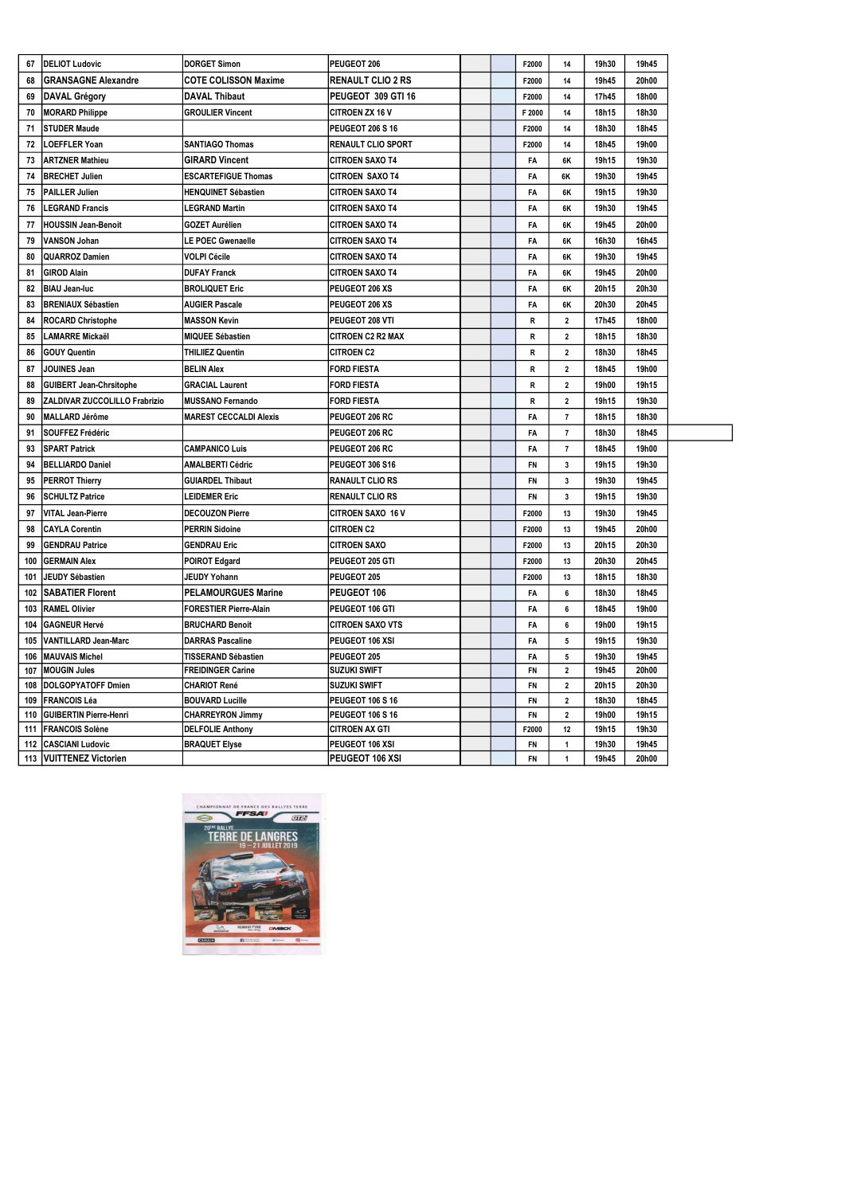| | | | | | | | | | |
|---|---|---|---|---|---|---|---|---|---|
| 67 | DELIOT Ludovic | DORGET Simon | PEUGEOT 206 | | | F2000 | 14 | 19h30 | 19h45 |
| 68 | GRANSAGNE Alexandre | COTE COLISSON Maxime | RENAULT CLIO 2 RS | | | F2000 | 14 | 19h45 | 20h00 |
| 69 | DAVAL Grégory | DAVAL Thibaut | PEUGEOT 309 GTI 16 | | | F2000 | 14 | 17h45 | 18h00 |
| 70 | MORARD Philippe | GROULIER Vincent | CITROEN ZX 16 V | | | F 2000 | 14 | 18h15 | 18h30 |
| 71 | STUDER Maude | | PEUGEOT 206 S 16 | | | F2000 | 14 | 18h30 | 18h45 |
| 72 | LOEFFLER Yoan | SANTIAGO Thomas | RENAULT CLIO SPORT | | | F2000 | 14 | 18h45 | 19h00 |
| 73 | ARTZNER Mathieu | GIRARD Vincent | CITROEN SAXO T4 | | | FA | 6K | 19h15 | 19h30 |
| 74 | BRECHET Julien | ESCARTEFIGUE Thomas | CITROEN SAXO T4 | | | FA | 6K | 19h30 | 19h45 |
| 75 | PAILLER Julien | HENQUINET Sébastien | CITROEN SAXO T4 | | | FA | 6K | 19h15 | 19h30 |
| 76 | LEGRAND Francis | LEGRAND Martin | CITROEN SAXO T4 | | | FA | 6K | 19h30 | 19h45 |
| 77 | HOUSSIN Jean-Benoit | GOZET Aurélien | CITROEN SAXO T4 | | | FA | 6K | 19h45 | 20h00 |
| 79 | VANSON Johan | LE POEC Gwenaelle | CITROEN SAXO T4 | | | FA | 6K | 16h30 | 16h45 |
| 80 | QUARROZ Damien | VOLPI Cécile | CITROEN SAXO T4 | | | FA | 6K | 19h30 | 19h45 |
| 81 | GIROD Alain | DUFAY Franck | CITROEN SAXO T4 | | | FA | 6K | 19h45 | 20h00 |
| 82 | BIAU Jean-luc | BROLIQUET Eric | PEUGEOT 206 XS | | | FA | 6K | 20h15 | 20h30 |
| 83 | BRENIAUX Sébastien | AUGIER Pascale | PEUGEOT 206 XS | | | FA | 6K | 20h30 | 20h45 |
| 84 | ROCARD Christophe | MASSON Kevin | PEUGEOT 208 VTI | | | R | 2 | 17h45 | 18h00 |
| 85 | LAMARRE Mickaël | MIQUEE Sébastien | CITROEN C2 R2 MAX | | | R | 2 | 18h15 | 18h30 |
| 86 | GOUY Quentin | THILIIEZ Quentin | CITROEN C2 | | | R | 2 | 18h30 | 18h45 |
| 87 | JOUINES Jean | BELIN Alex | FORD FIESTA | | | R | 2 | 18h45 | 19h00 |
| 88 | GUIBERT Jean-Chrsitophe | GRACIAL Laurent | FORD FIESTA | | | R | 2 | 19h00 | 19h15 |
| 89 | ZALDIVAR ZUCCOLILLO Frabrizio | MUSSANO Fernando | FORD FIESTA | | | R | 2 | 19h15 | 19h30 |
| 90 | MALLARD Jérôme | MAREST CECCALDI Alexis | PEUGEOT 206 RC | | | FA | 7 | 18h15 | 18h30 |
| 91 | SOUFFEZ Frédéric | | PEUGEOT 206 RC | | | FA | 7 | 18h30 | 18h45 |
| 93 | SPART Patrick | CAMPANICO Luis | PEUGEOT 206 RC | | | FA | 7 | 18h45 | 19h00 |
| 94 | BELLIARDO Daniel | AMALBERTI Cédric | PEUGEOT 306 S16 | | | FN | 3 | 19h15 | 19h30 |
| 95 | PERROT Thierry | GUIARDEL Thibaut | RANAULT CLIO RS | | | FN | 3 | 19h30 | 19h45 |
| 96 | SCHULTZ Patrice | LEIDEMER Eric | RENAULT CLIO RS | | | FN | 3 | 19h15 | 19h30 |
| 97 | VITAL Jean-Pierre | DECOUZON Pierre | CITROEN SAXO 16 V | | | F2000 | 13 | 19h30 | 19h45 |
| 98 | CAYLA Corentin | PERRIN Sidoine | CITROEN C2 | | | F2000 | 13 | 19h45 | 20h00 |
| 99 | GENDRAU Patrice | GENDRAU Eric | CITROEN SAXO | | | F2000 | 13 | 20h15 | 20h30 |
| 100 | GERMAIN Alex | POIROT Edgard | PEUGEOT 205 GTI | | | F2000 | 13 | 20h30 | 20h45 |
| 101 | JEUDY Sébastien | JEUDY Yohann | PEUGEOT 205 | | | F2000 | 13 | 18h15 | 18h30 |
| 102 | SABATIER Florent | PELAMOURGUES Marine | PEUGEOT 106 | | | FA | 6 | 18h30 | 18h45 |
| 103 | RAMEL Olivier | FORESTIER Pierre-Alain | PEUGEOT 106 GTI | | | FA | 6 | 18h45 | 19h00 |
| 104 | GAGNEUR Hervé | BRUCHARD Benoit | CITROEN SAXO VTS | | | FA | 6 | 19h00 | 19h15 |
| 105 | VANTILLARD Jean-Marc | DARRAS Pascaline | PEUGEOT 106 XSI | | | FA | 5 | 19h15 | 19h30 |
| 106 | MAUVAIS Michel | TISSERAND Sébastien | PEUGEOT 205 | | | FA | 5 | 19h30 | 19h45 |
| 107 | MOUGIN Jules | FREIDINGER Carine | SUZUKI SWIFT | | | FN | 2 | 19h45 | 20h00 |
| 108 | DOLGOPYATOFF Dmien | CHARIOT René | SUZUKI SWIFT | | | FN | 2 | 20h15 | 20h30 |
| 109 | FRANCOIS Léa | BOUVARD Lucille | PEUGEOT 106 S 16 | | | FN | 2 | 18h30 | 18h45 |
| 110 | GUIBERTIN Pierre-Henri | CHARREYRON Jimmy | PEUGEOT 106 S 16 | | | FN | 2 | 19h00 | 19h15 |
| 111 | FRANCOIS Solène | DELFOLIE Anthony | CITROEN AX GTI | | | F2000 | 12 | 19h15 | 19h30 |
| 112 | CASCIANI Ludovic | BRAQUET Elyse | PEUGEOT 106 XSI | | | FN | 1 | 19h30 | 19h45 |
| 113 | VUITTENEZ Victorien | | PEUGEOT 106 XSI | | | FN | 1 | 19h45 | 20h00 |